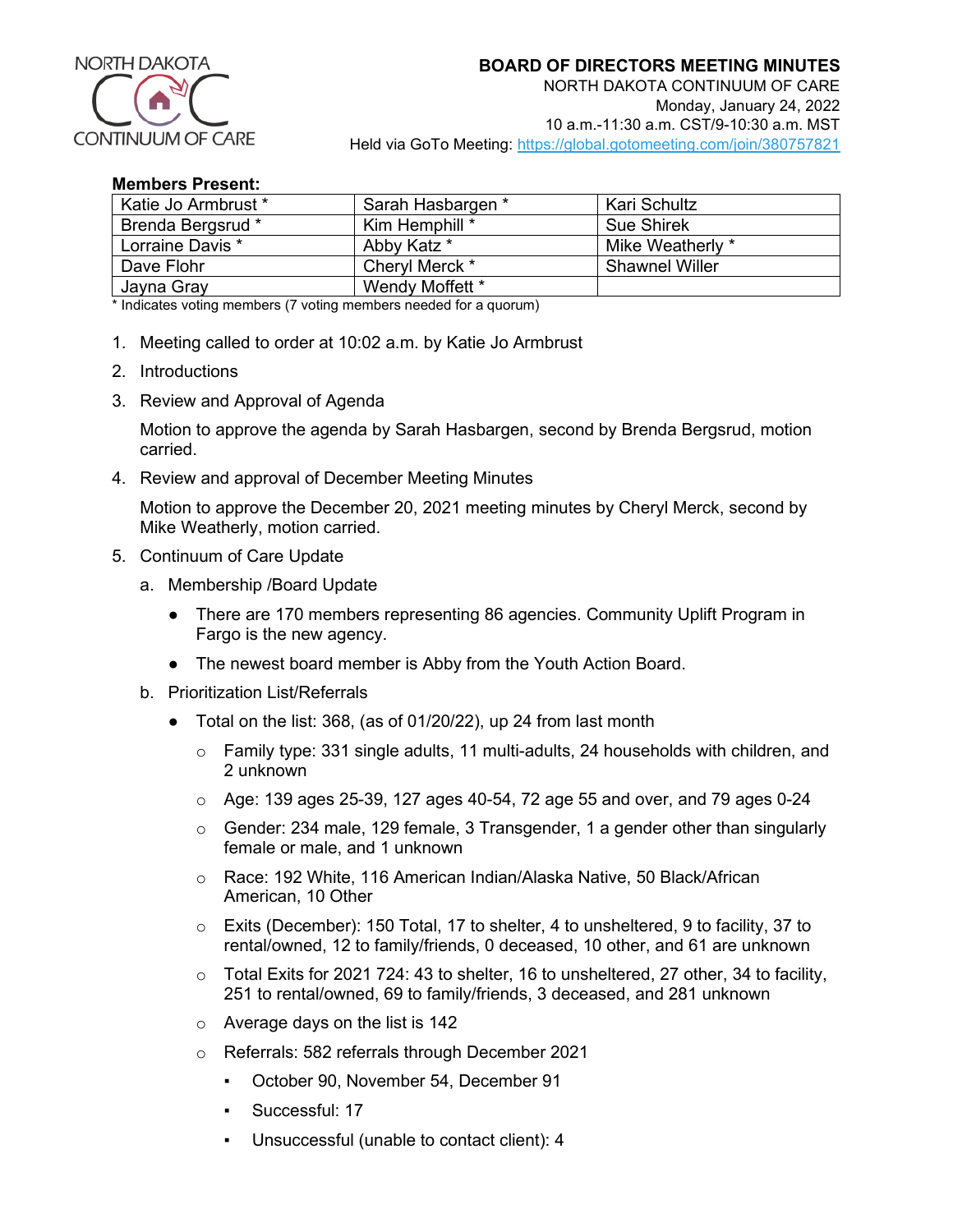NORTH DAKOTA CONTINUUM OF CARE

# BOARD OF DIRECTORS MEETING MINUTES

NORTH DAKOTA CONTINUUM OF CARE
Monday, January 24, 2022
10 a.m.-11:30 a.m. CST/9-10:30 a.m. MST
Held via GoTo Meeting: https://global.gotomeeting.com/join/380757821

**Members Present:**

| | | |
|---|---|---|
| Katie Jo Armbrust * | Sarah Hasbargen * | Kari Schultz |
| Brenda Bergsrud * | Kim Hemphill * | Sue Shirek |
| Lorraine Davis * | Abby Katz * | Mike Weatherly * |
| Dave Flohr | Cheryl Merck * | Shawnel Willer |
| Jayna Gray | Wendy Moffett * | |

* Indicates voting members (7 voting members needed for a quorum)

1. Meeting called to order at 10:02 a.m. by Katie Jo Armbrust
2. Introductions
3. Review and Approval of Agenda

   Motion to approve the agenda by Sarah Hasbargen, second by Brenda Bergsrud, motion carried.
4. Review and approval of December Meeting Minutes

   Motion to approve the December 20, 2021 meeting minutes by Cheryl Merck, second by Mike Weatherly, motion carried.
5. Continuum of Care Update
   a. Membership /Board Update
      - There are 170 members representing 86 agencies. Community Uplift Program in Fargo is the new agency.
      - The newest board member is Abby from the Youth Action Board.

   b. Prioritization List/Referrals
      - Total on the list: 368, (as of 01/20/22), up 24 from last month
        - Family type: 331 single adults, 11 multi-adults, 24 households with children, and 2 unknown
        - Age: 139 ages 25-39, 127 ages 40-54, 72 age 55 and over, and 79 ages 0-24
        - Gender: 234 male, 129 female, 3 Transgender, 1 a gender other than singularly female or male, and 1 unknown
        - Race: 192 White, 116 American Indian/Alaska Native, 50 Black/African American, 10 Other
        - Exits (December): 150 Total, 17 to shelter, 4 to unsheltered, 9 to facility, 37 to rental/owned, 12 to family/friends, 0 deceased, 10 other, and 61 are unknown
        - Total Exits for 2021 724: 43 to shelter, 16 to unsheltered, 27 other, 34 to facility, 251 to rental/owned, 69 to family/friends, 3 deceased, and 281 unknown
        - Average days on the list is 142
        - Referrals: 582 referrals through December 2021
          - October 90, November 54, December 91
          - Successful: 17
          - Unsuccessful (unable to contact client): 4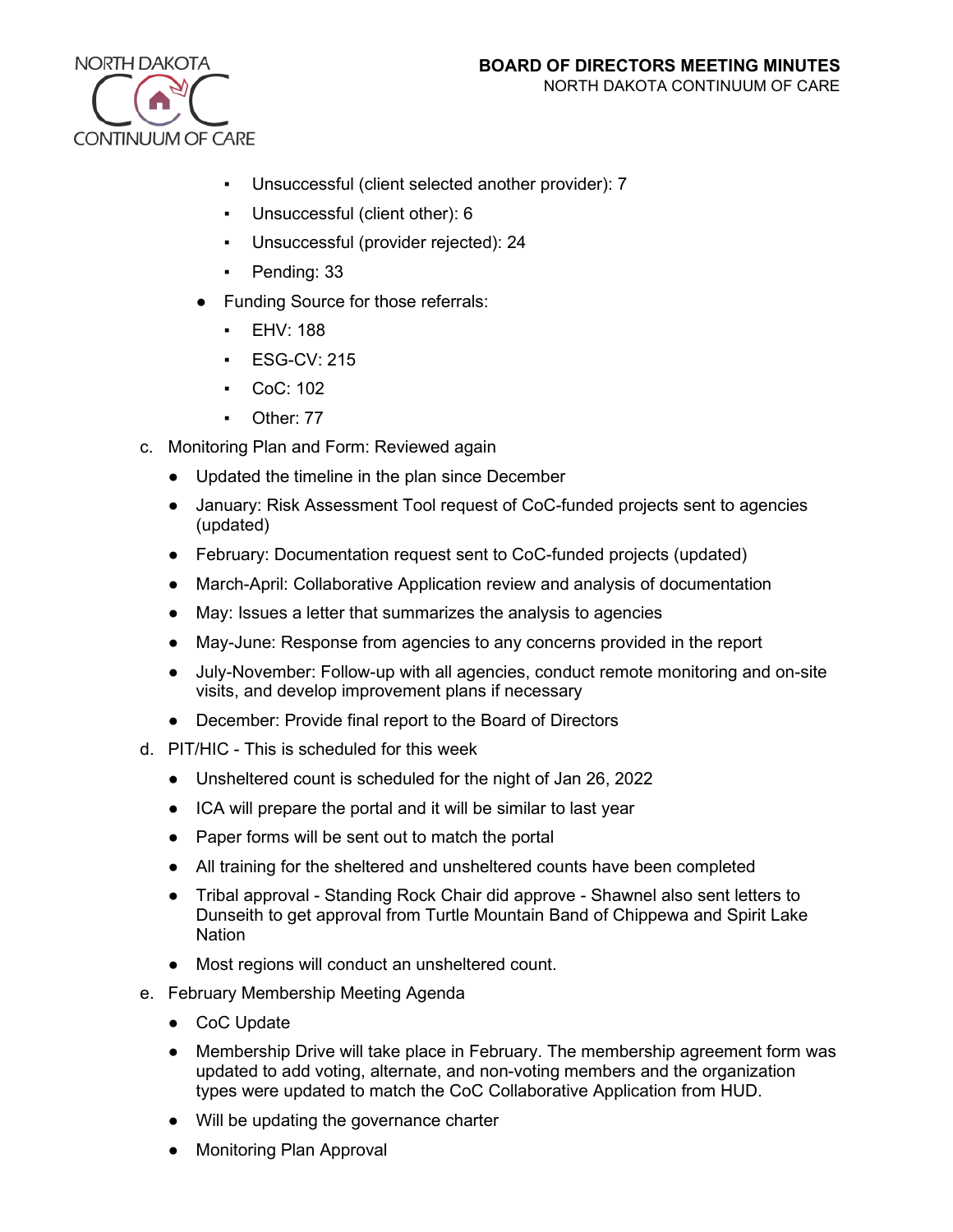- Unsuccessful (client selected another provider): 7
    - Unsuccessful (client other): 6
    - Unsuccessful (provider rejected): 24
    - Pending: 33
  - Funding Source for those referrals:
    - EHV: 188
    - ESG-CV: 215
    - CoC: 102
    - Other: 77

c. Monitoring Plan and Form: Reviewed again
  - Updated the timeline in the plan since December
  - January: Risk Assessment Tool request of CoC-funded projects sent to agencies (updated)
  - February: Documentation request sent to CoC-funded projects (updated)
  - March-April: Collaborative Application review and analysis of documentation
  - May: Issues a letter that summarizes the analysis to agencies
  - May-June: Response from agencies to any concerns provided in the report
  - July-November: Follow-up with all agencies, conduct remote monitoring and on-site visits, and develop improvement plans if necessary
  - December: Provide final report to the Board of Directors

d. PIT/HIC - This is scheduled for this week
  - Unsheltered count is scheduled for the night of Jan 26, 2022
  - ICA will prepare the portal and it will be similar to last year
  - Paper forms will be sent out to match the portal
  - All training for the sheltered and unsheltered counts have been completed
  - Tribal approval - Standing Rock Chair did approve - Shawnel also sent letters to Dunseith to get approval from Turtle Mountain Band of Chippewa and Spirit Lake Nation
  - Most regions will conduct an unsheltered count.

e. February Membership Meeting Agenda
  - CoC Update
  - Membership Drive will take place in February. The membership agreement form was updated to add voting, alternate, and non-voting members and the organization types were updated to match the CoC Collaborative Application from HUD.
  - Will be updating the governance charter
  - Monitoring Plan Approval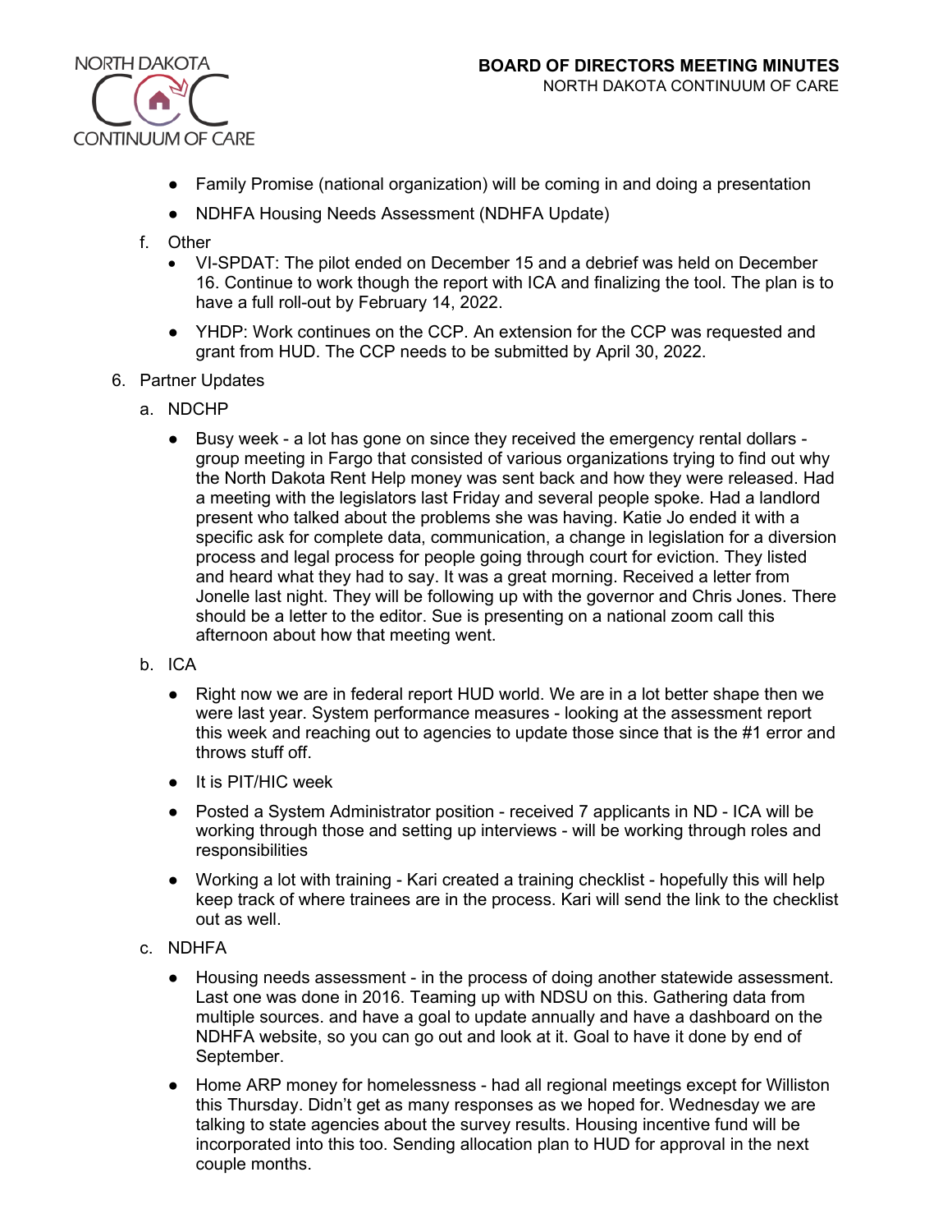- Family Promise (national organization) will be coming in and doing a presentation
- NDHFA Housing Needs Assessment (NDHFA Update)

f. Other

- VI-SPDAT: The pilot ended on December 15 and a debrief was held on December 16. Continue to work though the report with ICA and finalizing the tool. The plan is to have a full roll-out by February 14, 2022.
- YHDP: Work continues on the CCP. An extension for the CCP was requested and grant from HUD. The CCP needs to be submitted by April 30, 2022.

6. Partner Updates

a. NDCHP

- Busy week - a lot has gone on since they received the emergency rental dollars - group meeting in Fargo that consisted of various organizations trying to find out why the North Dakota Rent Help money was sent back and how they were released. Had a meeting with the legislators last Friday and several people spoke. Had a landlord present who talked about the problems she was having. Katie Jo ended it with a specific ask for complete data, communication, a change in legislation for a diversion process and legal process for people going through court for eviction. They listed and heard what they had to say. It was a great morning. Received a letter from Jonelle last night. They will be following up with the governor and Chris Jones. There should be a letter to the editor. Sue is presenting on a national zoom call this afternoon about how that meeting went.

b. ICA

- Right now we are in federal report HUD world. We are in a lot better shape then we were last year. System performance measures - looking at the assessment report this week and reaching out to agencies to update those since that is the #1 error and throws stuff off.
- It is PIT/HIC week
- Posted a System Administrator position - received 7 applicants in ND - ICA will be working through those and setting up interviews - will be working through roles and responsibilities
- Working a lot with training - Kari created a training checklist - hopefully this will help keep track of where trainees are in the process. Kari will send the link to the checklist out as well.

c. NDHFA

- Housing needs assessment - in the process of doing another statewide assessment. Last one was done in 2016. Teaming up with NDSU on this. Gathering data from multiple sources. and have a goal to update annually and have a dashboard on the NDHFA website, so you can go out and look at it. Goal to have it done by end of September.
- Home ARP money for homelessness - had all regional meetings except for Williston this Thursday. Didn't get as many responses as we hoped for. Wednesday we are talking to state agencies about the survey results. Housing incentive fund will be incorporated into this too. Sending allocation plan to HUD for approval in the next couple months.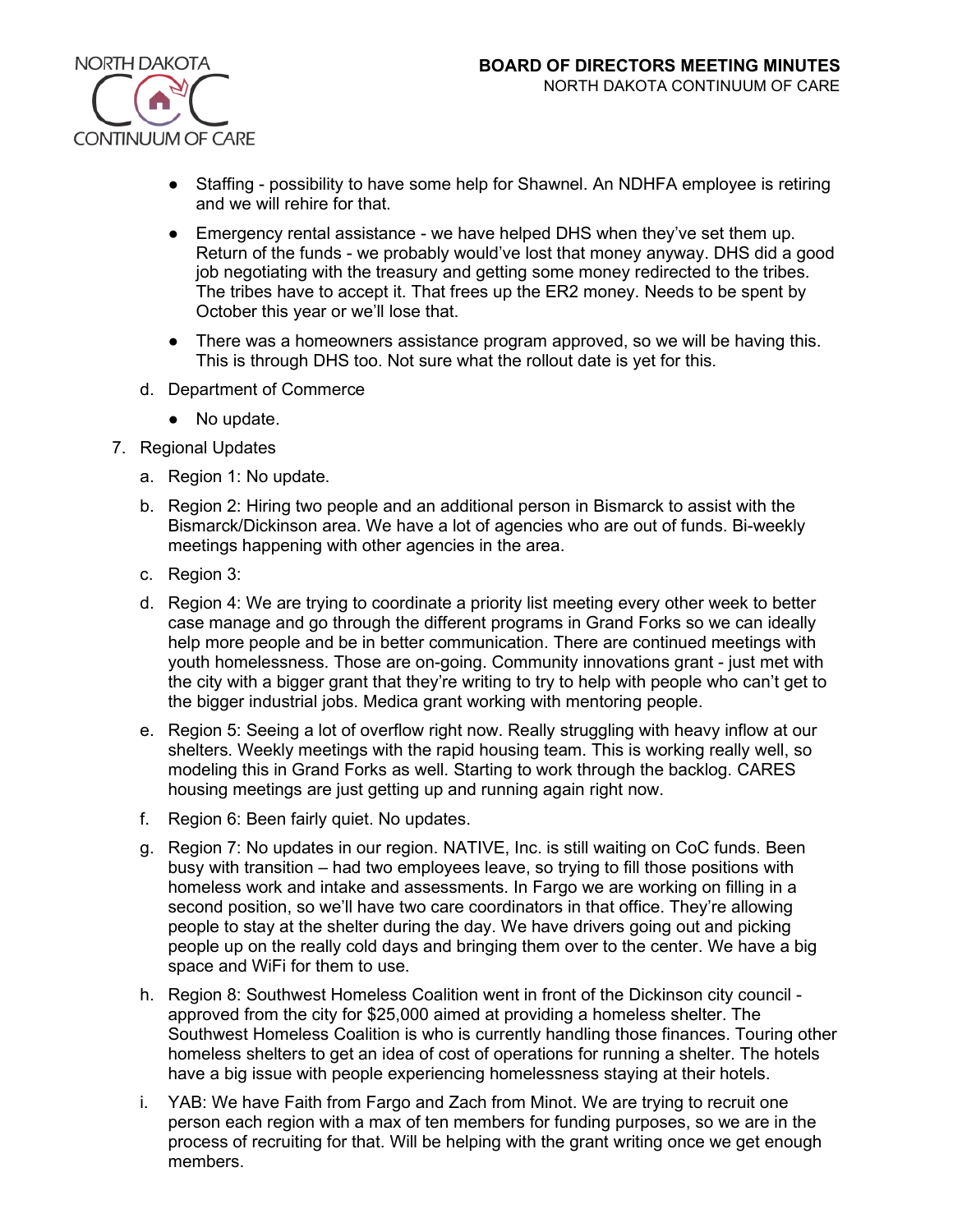- Staffing - possibility to have some help for Shawnel. An NDHFA employee is retiring and we will rehire for that.
- Emergency rental assistance - we have helped DHS when they've set them up. Return of the funds - we probably would've lost that money anyway. DHS did a good job negotiating with the treasury and getting some money redirected to the tribes. The tribes have to accept it. That frees up the ER2 money. Needs to be spent by October this year or we'll lose that.
- There was a homeowners assistance program approved, so we will be having this. This is through DHS too. Not sure what the rollout date is yet for this.

d. Department of Commerce

- No update.

7. Regional Updates

a. Region 1: No update.

b. Region 2: Hiring two people and an additional person in Bismarck to assist with the Bismarck/Dickinson area. We have a lot of agencies who are out of funds. Bi-weekly meetings happening with other agencies in the area.

c. Region 3:

d. Region 4: We are trying to coordinate a priority list meeting every other week to better case manage and go through the different programs in Grand Forks so we can ideally help more people and be in better communication. There are continued meetings with youth homelessness. Those are on-going. Community innovations grant - just met with the city with a bigger grant that they're writing to try to help with people who can't get to the bigger industrial jobs. Medica grant working with mentoring people.

e. Region 5: Seeing a lot of overflow right now. Really struggling with heavy inflow at our shelters. Weekly meetings with the rapid housing team. This is working really well, so modeling this in Grand Forks as well. Starting to work through the backlog. CARES housing meetings are just getting up and running again right now.

f. Region 6: Been fairly quiet. No updates.

g. Region 7: No updates in our region. NATIVE, Inc. is still waiting on CoC funds. Been busy with transition – had two employees leave, so trying to fill those positions with homeless work and intake and assessments. In Fargo we are working on filling in a second position, so we'll have two care coordinators in that office. They're allowing people to stay at the shelter during the day. We have drivers going out and picking people up on the really cold days and bringing them over to the center. We have a big space and WiFi for them to use.

h. Region 8: Southwest Homeless Coalition went in front of the Dickinson city council - approved from the city for $25,000 aimed at providing a homeless shelter. The Southwest Homeless Coalition is who is currently handling those finances. Touring other homeless shelters to get an idea of cost of operations for running a shelter. The hotels have a big issue with people experiencing homelessness staying at their hotels.

i. YAB: We have Faith from Fargo and Zach from Minot. We are trying to recruit one person each region with a max of ten members for funding purposes, so we are in the process of recruiting for that. Will be helping with the grant writing once we get enough members.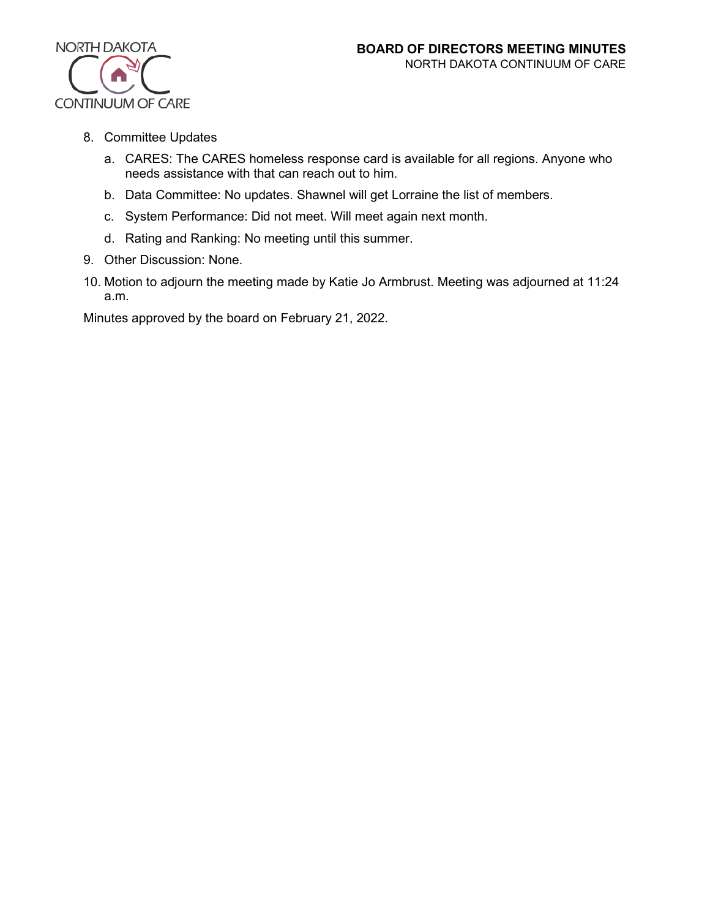8. Committee Updates
    a. CARES: The CARES homeless response card is available for all regions. Anyone who needs assistance with that can reach out to him.
    b. Data Committee: No updates. Shawnel will get Lorraine the list of members.
    c. System Performance: Did not meet. Will meet again next month.
    d. Rating and Ranking: No meeting until this summer.
9. Other Discussion: None.
10. Motion to adjourn the meeting made by Katie Jo Armbrust. Meeting was adjourned at 11:24 a.m.

Minutes approved by the board on February 21, 2022.